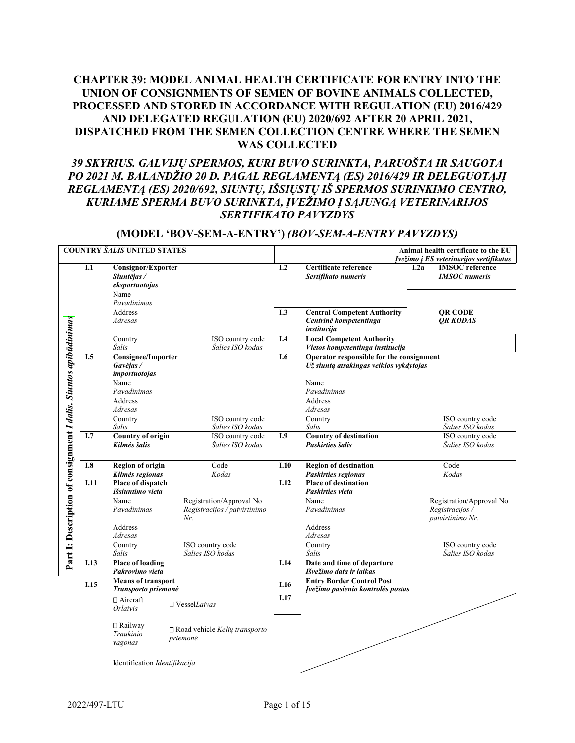## CHAPTER 39: MODEL ANIMAL HEALTH CERTIFICATE FOR ENTRY INTO THE UNION OF CONSIGNMENTS OF SEMEN OF BOVINE ANIMALS COLLECTED, PROCESSED AND STORED IN ACCORDANCE WITH REGULATION (EU) 2016/429 AND DELEGATED REGULATION (EU) 2020/692 AFTER 20 APRIL 2021, DISPATCHED FROM THE SEMEN COLLECTION CENTRE WHERE THE SEMEN WAS COLLECTED

## *39 SKYRIUS. GALVIJŲ SPERMOS, KURI BUVO SURINKTA, PARUOŠTA IR SAUGOTA PO 2021 M. BALANDŽIO 20 D. PAGAL REGLAMENTĄ (ES) 2016/429 IR DELEGUOTĄJĮ REGLAMENTĄ (ES) 2020/692, SIUNTŲ, IŠSIŲSTŲ IŠ SPERMOS SURINKIMO CENTRO, KURIAME SPERMA BUVO SURINKTA, ĮVEŽIMO Į SĄJUNGĄ VETERINARIJOS SERTIFIKATO PAVYZDYS*

### (MODEL 'BOV-SEM-A-ENTRY') *(BOV-SEM-A-ENTRY PAVYZDYS)*

**COUNTRY** ***ŠALIS*** **UNITED STATES**

**Animal health certificate to the EU** / ***Įvežimo į ES veterinarijos sertifikatas***

**Part I: Description of consignment** / ***I dalis. Siuntos apibūdinimas***

| | | | |
|---|---|---|---|
| **I.1** | **Consignor/Exporter** / ***Siuntėjas / eksportuotojas***<br>Name / *Pavadinimas*<br>Address / *Adresas*<br>Country / *Šalis* — ISO country code / *Šalies ISO kodas* | **I.2** | **Certificate reference** / ***Sertifikato numeris*** |
| | | **I.2a** | **IMSOC reference** / ***IMSOC numeris*** |
| | | **I.3** | **Central Competent Authority** / ***Centrinė kompetentinga institucija*** |
| | | | **QR CODE** / ***QR KODAS*** |
| | | **I.4** | **Local Competent Authority** / ***Vietos kompetentinga institucija*** |
| **I.5** | **Consignee/Importer** / ***Gavėjas / importuotojas***<br>Name / *Pavadinimas*<br>Address / *Adresas*<br>Country / *Šalis* — ISO country code / *Šalies ISO kodas* | **I.6** | **Operator responsible for the consignment** / ***Už siuntą atsakingas veiklos vykdytojas***<br>Name / *Pavadinimas*<br>Address / *Adresas*<br>Country / *Šalis* — ISO country code / *Šalies ISO kodas* |
| **I.7** | **Country of origin** / ***Kilmės šalis*** — ISO country code / *Šalies ISO kodas* | **I.9** | **Country of destination** / ***Paskirties šalis*** — ISO country code / *Šalies ISO kodas* |
| **I.8** | **Region of origin** / ***Kilmės regionas*** — Code / *Kodas* | **I.10** | **Region of destination** / ***Paskirties regionas*** — Code / *Kodas* |
| **I.11** | **Place of dispatch** / ***Išsiuntimo vieta***<br>Name / *Pavadinimas* — Registration/Approval No / *Registracijos / patvirtinimo Nr.*<br>Address / *Adresas*<br>Country / *Šalis* — ISO country code / *Šalies ISO kodas* | **I.12** | **Place of destination** / ***Paskirties vieta***<br>Name / *Pavadinimas* — Registration/Approval No / *Registracijos / patvirtinimo Nr.*<br>Address / *Adresas*<br>Country / *Šalis* — ISO country code / *Šalies ISO kodas* |
| **I.13** | **Place of loading** / ***Pakrovimo vieta*** | **I.14** | **Date and time of departure** / ***Išvežimo data ir laikas*** |
| **I.15** | **Means of transport** / ***Transporto priemonė***<br>☐ Aircraft / *Orlaivis* ☐ Vessel *Laivas*<br>☐ Railway / *Traukinio vagonas* ☐ Road vehicle *Kelių transporto priemonė*<br>Identification *Identifikacija* | **I.16** | **Entry Border Control Post** / ***Įvežimo pasienio kontrolės postas*** |
| | | **I.17** | |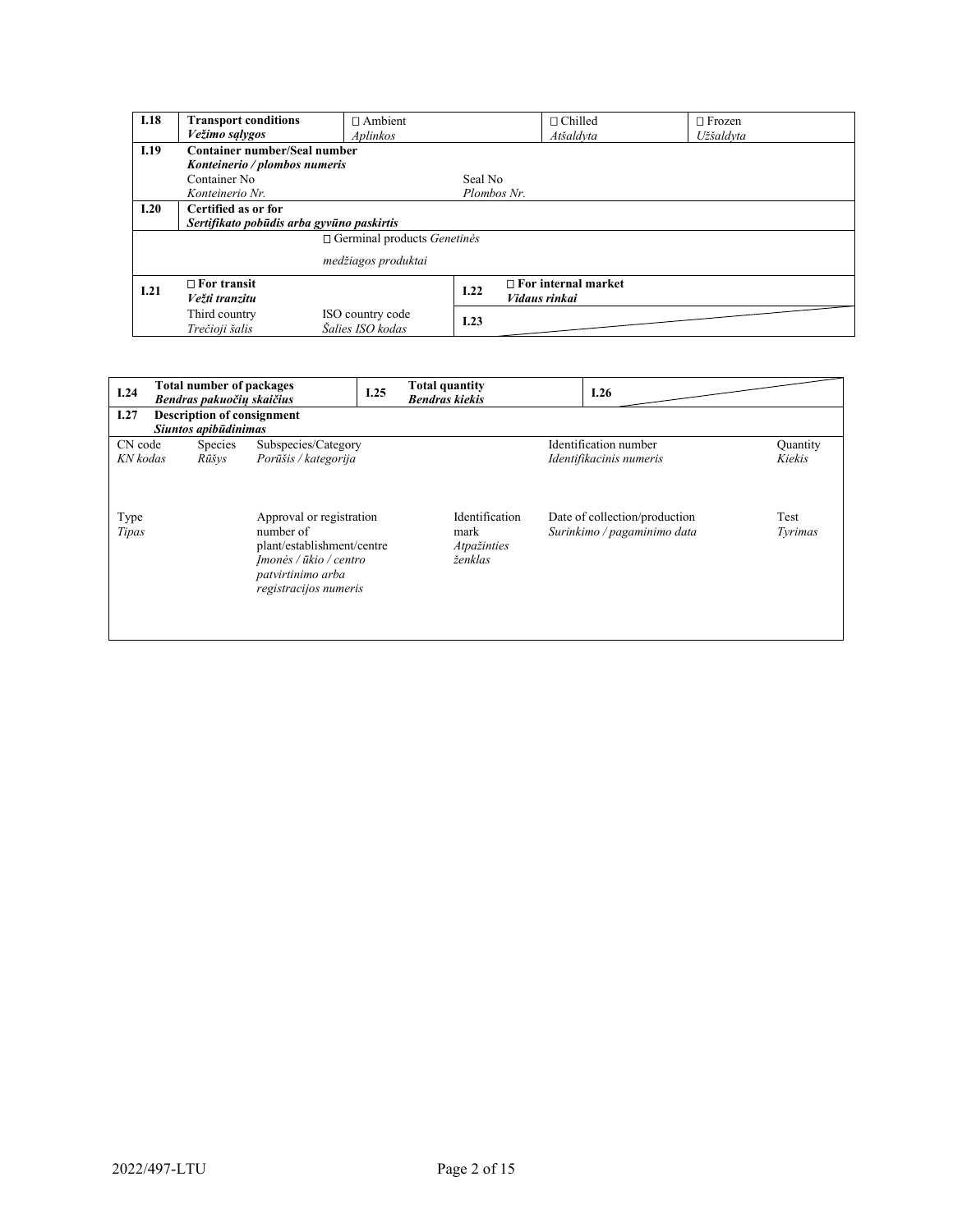| I.18 | **Transport conditions** *Vežimo sąlygos* | □ Ambient *Aplinkos* | | □ Chilled *Atšaldyta* | □ Frozen *Užšaldyta* |
|---|---|---|---|---|---|
| **I.19** | **Container number/Seal number** *Konteinerio / plombos numeris* | | | | |
| | Container No *Konteinerio Nr.* | | Seal No *Plombos Nr.* | | |
| **I.20** | **Certified as or for** *Sertifikato pobūdis arba gyvūno paskirtis* | | | | |
| | | □ Germinal products *Genetinės medžiagos produktai* | | | |
| **I.21** | □ **For transit** *Vežti tranzitu* | | **I.22** | □ **For internal market** *Vidaus rinkai* | |
| | Third country *Trečioji šalis* | ISO country code *Šalies ISO kodas* | **I.23** | | |

| **I.24** | **Total number of packages** *Bendras pakuočių skaičius* | **I.25** | **Total quantity** *Bendras kiekis* | **I.26** | |
|---|---|---|---|---|---|
| **I.27** | **Description of consignment** *Siuntos apibūdinimas* | | | | |

| CN code *KN kodas* | Species *Rūšys* | Subspecies/Category *Porūšis / kategorija* | | Identification number *Identifikacinis numeris* | Quantity *Kiekis* |
|---|---|---|---|---|---|
| Type *Tipas* | | Approval or registration number of plant/establishment/centre *Įmonės / ūkio / centro patvirtinimo arba registracijos numeris* | Identification mark *Atpažinties ženklas* | Date of collection/production *Surinkimo / pagaminimo data* | Test *Tyrimas* |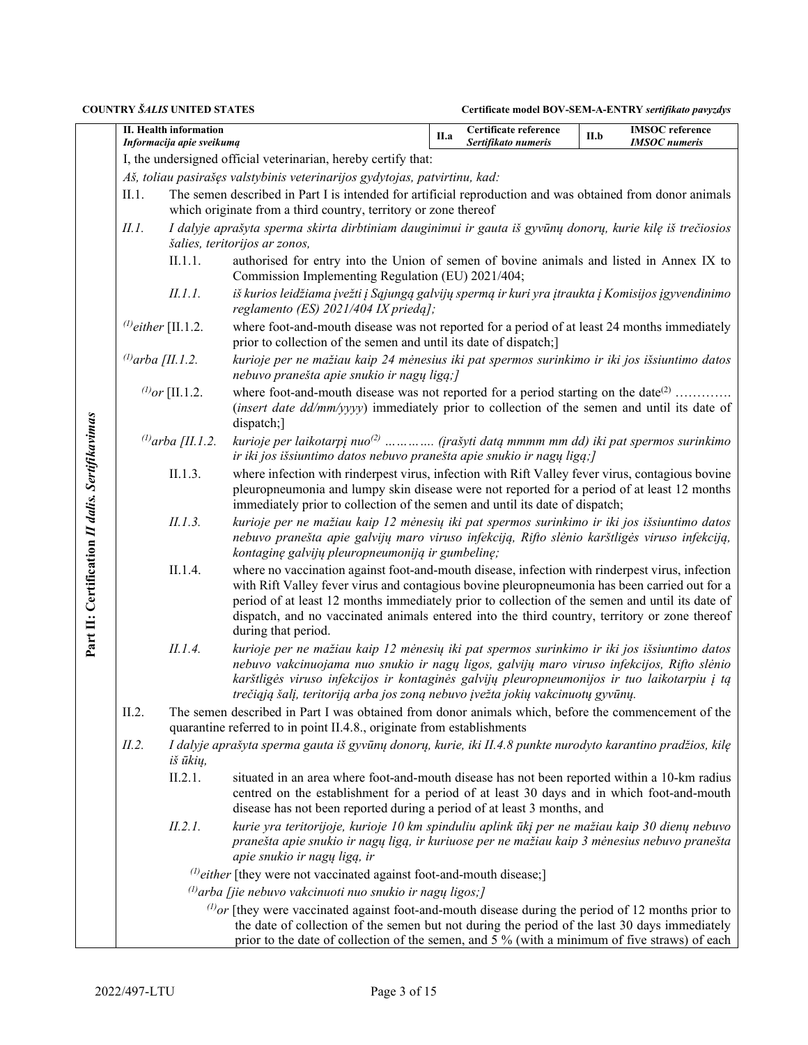**COUNTRY *ŠALIS* UNITED STATES** **Certificate model BOV-SEM-A-ENTRY *sertifikato pavyzdys***

| **II. Health information** *Informacija apie sveikatą* | **II.a** | **Certificate reference** *Sertifikato numeris* | **II.b** | **IMSOC reference** *IMSOC numeris* |
| --- | --- | --- | --- | --- |

**Part II: Certification *II dalis. Sertifikavimas***

I, the undersigned official veterinarian, hereby certify that:

*Aš, toliau pasirašęs valstybinis veterinarijos gydytojas, patvirtinu, kad:*

II.1. The semen described in Part I is intended for artificial reproduction and was obtained from donor animals which originate from a third country, territory or zone thereof

*II.1. I dalyje aprašyta sperma skirta dirbtiniam dauginimui ir gauta iš gyvūnų donorų, kurie kilę iš trečiosios šalies, teritorijos ar zonos,*

II.1.1. authorised for entry into the Union of semen of bovine animals and listed in Annex IX to Commission Implementing Regulation (EU) 2021/404;

*II.1.1. iš kurios leidžiama įvežti į Sąjungą galvijų spermą ir kuri yra įtraukta į Komisijos įgyvendinimo reglamento (ES) 2021/404 IX priedą];*

(1)either [II.1.2. where foot-and-mouth disease was not reported for a period of at least 24 months immediately prior to collection of the semen and until its date of dispatch;]

*(1)arba [II.1.2. kurioje per ne mažiau kaip 24 mėnesius iki pat spermos surinkimo ir iki jos išsiuntimo datos nebuvo pranešta apie snukio ir nagų ligą;]*

(1)or [II.1.2. where foot-and-mouth disease was not reported for a period starting on the date(2) …………. (*insert date dd/mm/yyyy*) immediately prior to collection of the semen and until its date of dispatch;]

*(1)arba [II.1.2. kurioje per laikotarpį nuo(2) …………. (įrašyti datą mmmm mm dd) iki pat spermos surinkimo ir iki jos išsiuntimo datos nebuvo pranešta apie snukio ir nagų ligą;]*

II.1.3. where infection with rinderpest virus, infection with Rift Valley fever virus, contagious bovine pleuropneumonia and lumpy skin disease were not reported for a period of at least 12 months immediately prior to collection of the semen and until its date of dispatch;

*II.1.3. kurioje per ne mažiau kaip 12 mėnesių iki pat spermos surinkimo ir iki jos išsiuntimo datos nebuvo pranešta apie galvijų maro viruso infekciją, Rifto slėnio karštligės viruso infekciją, kontaginę galvijų pleuropneumoniją ir gumbelinę;*

II.1.4. where no vaccination against foot-and-mouth disease, infection with rinderpest virus, infection with Rift Valley fever virus and contagious bovine pleuropneumonia has been carried out for a period of at least 12 months immediately prior to collection of the semen and until its date of dispatch, and no vaccinated animals entered into the third country, territory or zone thereof during that period.

*II.1.4. kurioje per ne mažiau kaip 12 mėnesių iki pat spermos surinkimo ir iki jos išsiuntimo datos nebuvo vakcinuojama nuo snukio ir nagų ligos, galvijų maro viruso infekcijos, Rifto slėnio karštligės viruso infekcijos ir kontaginės galvijų pleuropneumonijos ir tuo laikotarpiu į tą trečiąją šalį, teritoriją arba jos zoną nebuvo įvežta jokių vakcinuotų gyvūnų.*

II.2. The semen described in Part I was obtained from donor animals which, before the commencement of the quarantine referred to in point II.4.8., originate from establishments

*II.2. I dalyje aprašyta sperma gauta iš gyvūnų donorų, kurie, iki II.4.8 punkte nurodyto karantino pradžios, kilę iš ūkių,*

II.2.1. situated in an area where foot-and-mouth disease has not been reported within a 10-km radius centred on the establishment for a period of at least 30 days and in which foot-and-mouth disease has not been reported during a period of at least 3 months, and

*II.2.1. kurie yra teritorijoje, kurioje 10 km spinduliu aplink ūkį per ne mažiau kaip 30 dienų nebuvo pranešta apie snukio ir nagų ligą, ir kuriuose per ne mažiau kaip 3 mėnesius nebuvo pranešta apie snukio ir nagų ligą, ir*

(1)*either* [they were not vaccinated against foot-and-mouth disease;]

*(1)arba [jie nebuvo vakcinuoti nuo snukio ir nagų ligos;]*

(1)*or* [they were vaccinated against foot-and-mouth disease during the period of 12 months prior to the date of collection of the semen but not during the period of the last 30 days immediately prior to the date of collection of the semen, and 5 % (with a minimum of five straws) of each

2022/497-LTU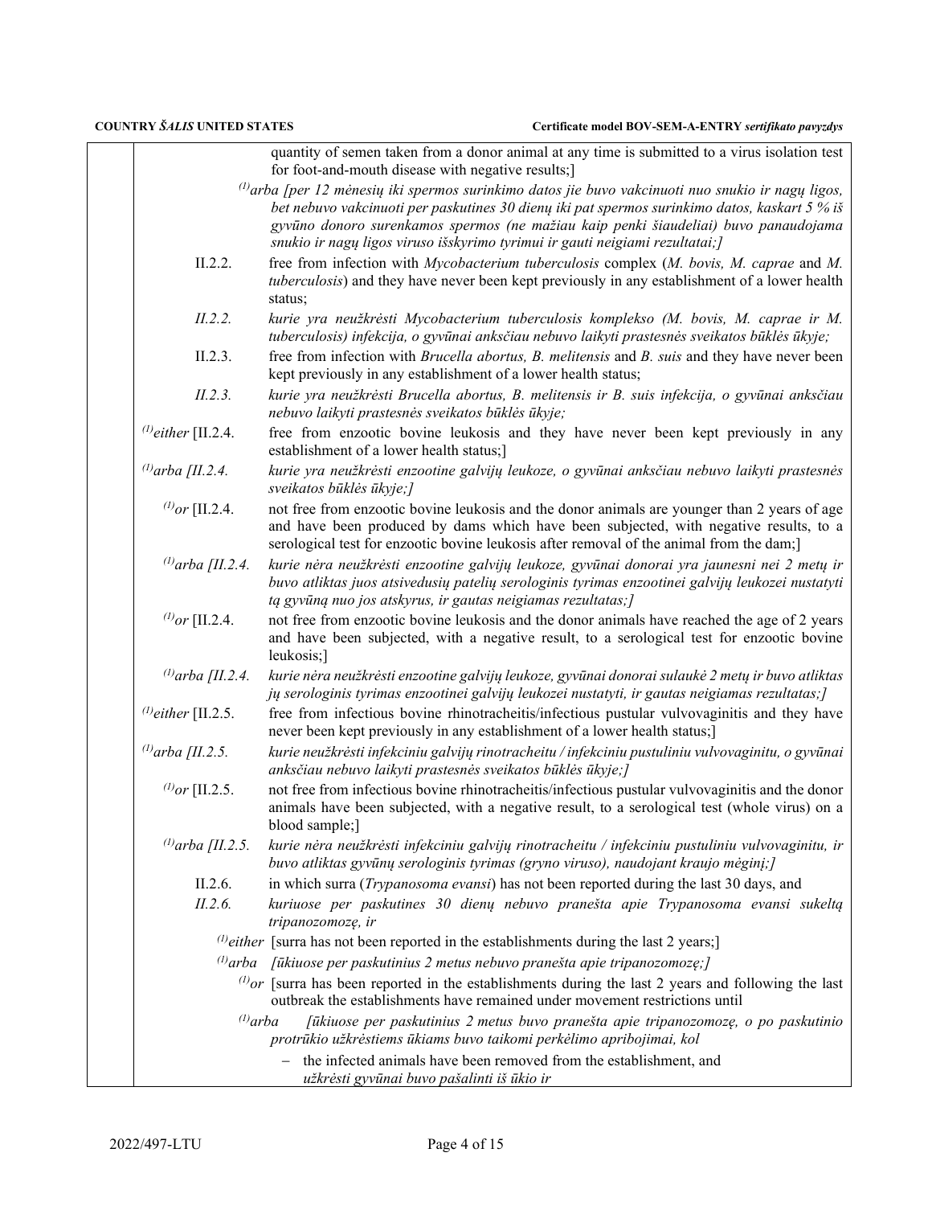quantity of semen taken from a donor animal at any time is submitted to a virus isolation test for foot-and-mouth disease with negative results;]

[(1)]*arba [per 12 mėnesių iki spermos surinkimo datos jie buvo vakcinuoti nuo snukio ir nagų ligos, bet nebuvo vakcinuoti per paskutines 30 dienų iki pat spermos surinkimo datos, kaskart 5 % iš gyvūno donoro surenkamos spermos (ne mažiau kaip penki šiaudeliai) buvo panaudojama snukio ir nagų ligos viruso išskyrimo tyrimui ir gauti neigiami rezultatai;]*

II.2.2. free from infection with *Mycobacterium tuberculosis* complex (*M. bovis, M. caprae* and *M. tuberculosis*) and they have never been kept previously in any establishment of a lower health status;

*II.2.2. kurie yra neužkrėsti Mycobacterium tuberculosis komplekso (M. bovis, M. caprae ir M. tuberculosis) infekcija, o gyvūnai anksčiau nebuvo laikyti prastesnės sveikatos būklės ūkyje;*

II.2.3. free from infection with *Brucella abortus, B. melitensis* and *B. suis* and they have never been kept previously in any establishment of a lower health status;

*II.2.3. kurie yra neužkrėsti Brucella abortus, B. melitensis ir B. suis infekcija, o gyvūnai anksčiau nebuvo laikyti prastesnės sveikatos būklės ūkyje;*

[(1)]*either* [II.2.4. free from enzootic bovine leukosis and they have never been kept previously in any establishment of a lower health status;]

[(1)]*arba [II.2.4. kurie yra neužkrėsti enzootine galvijų leukoze, o gyvūnai anksčiau nebuvo laikyti prastesnės sveikatos būklės ūkyje;]*

[(1)]*or* [II.2.4. not free from enzootic bovine leukosis and the donor animals are younger than 2 years of age and have been produced by dams which have been subjected, with negative results, to a serological test for enzootic bovine leukosis after removal of the animal from the dam;]

[(1)]*arba [II.2.4. kurie nėra neužkrėsti enzootine galvijų leukoze, gyvūnai donorai yra jaunesni nei 2 metų ir buvo atliktas juos atsivedusių patelių serologinis tyrimas enzootinei galvijų leukozei nustatyti tą gyvūną nuo jos atskyrus, ir gautas neigiamas rezultatas;]*

[(1)]*or* [II.2.4. not free from enzootic bovine leukosis and the donor animals have reached the age of 2 years and have been subjected, with a negative result, to a serological test for enzootic bovine leukosis;]

[(1)]*arba [II.2.4. kurie nėra neužkrėsti enzootine galvijų leukoze, gyvūnai donorai sulaukė 2 metų ir buvo atliktas jų serologinis tyrimas enzootinei galvijų leukozei nustatyti, ir gautas neigiamas rezultatas;]*

[(1)]*either* [II.2.5. free from infectious bovine rhinotracheitis/infectious pustular vulvovaginitis and they have never been kept previously in any establishment of a lower health status;]

[(1)]*arba [II.2.5. kurie neužkrėsti infekciniu galvijų rinotracheitu / infekciniu pustuliniu vulvovaginitu, o gyvūnai anksčiau nebuvo laikyti prastesnės sveikatos būklės ūkyje;]*

[(1)]*or* [II.2.5. not free from infectious bovine rhinotracheitis/infectious pustular vulvovaginitis and the donor animals have been subjected, with a negative result, to a serological test (whole virus) on a blood sample;]

[(1)]*arba [II.2.5. kurie nėra neužkrėsti infekciniu galvijų rinotracheitu / infekciniu pustuliniu vulvovaginitu, ir buvo atliktas gyvūnų serologinis tyrimas (gryno viruso), naudojant kraujo mėginį;]*

II.2.6. in which surra (*Trypanosoma evansi*) has not been reported during the last 30 days, and

*II.2.6. kuriuose per paskutines 30 dienų nebuvo pranešta apie Trypanosoma evansi sukeltą tripanozomozę, ir*

[(1)]*either* [surra has not been reported in the establishments during the last 2 years;]

[(1)]*arba [ūkiuose per paskutinius 2 metus nebuvo pranešta apie tripanozomozę;]*

[(1)]*or* [surra has been reported in the establishments during the last 2 years and following the last outbreak the establishments have remained under movement restrictions until

[(1)]*arba [ūkiuose per paskutinius 2 metus buvo pranešta apie tripanozomozę, o po paskutinio protrūkio užkrėstiems ūkiams buvo taikomi perkėlimo apribojimai, kol*

- the infected animals have been removed from the establishment, and
  *užkrėsti gyvūnai buvo pašalinti iš ūkio ir*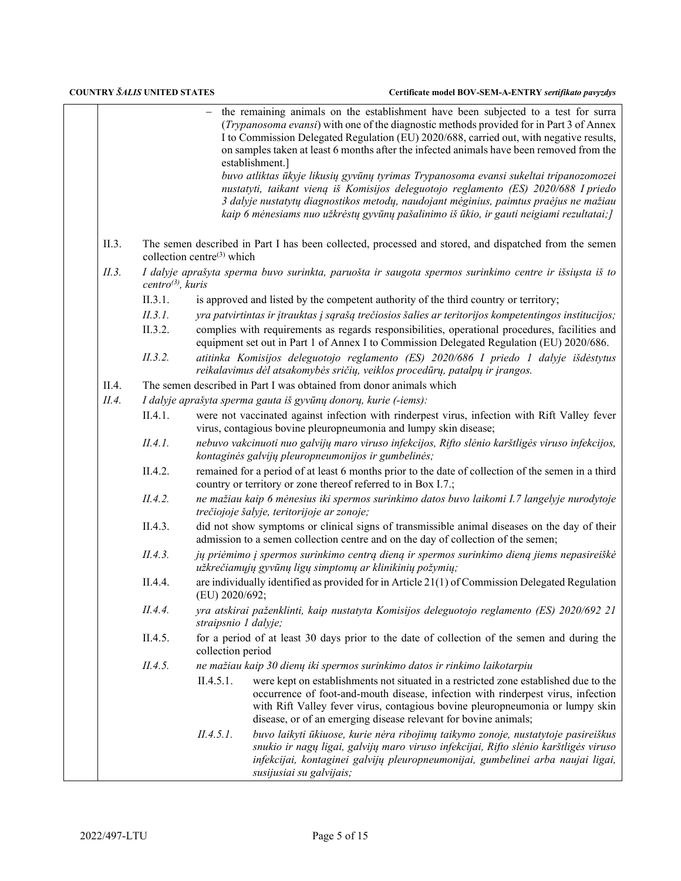– the remaining animals on the establishment have been subjected to a test for surra (*Trypanosoma evansi*) with one of the diagnostic methods provided for in Part 3 of Annex I to Commission Delegated Regulation (EU) 2020/688, carried out, with negative results, on samples taken at least 6 months after the infected animals have been removed from the establishment.]

*buvo atliktas ūkyje likusių gyvūnų tyrimas Trypanosoma evansi sukeltai tripanozomozei nustatyti, taikant vieną iš Komisijos deleguotojo reglamento (ES) 2020/688 I priedo 3 dalyje nustatytų diagnostikos metodų, naudojant mėginius, paimtus praėjus ne mažiau kaip 6 mėnesiams nuo užkrėstų gyvūnų pašalinimo iš ūkio, ir gauti neigiami rezultatai;]*

II.3. The semen described in Part I has been collected, processed and stored, and dispatched from the semen collection centre[3] which

*II.3. I dalyje aprašyta sperma buvo surinkta, paruošta ir saugota spermos surinkimo centre ir išsiųsta iš to centro[3], kuris*

II.3.1. is approved and listed by the competent authority of the third country or territory;

*II.3.1. yra patvirtintas ir įtrauktas į sąrašą trečiosios šalies ar teritorijos kompetentingos institucijos;*

II.3.2. complies with requirements as regards responsibilities, operational procedures, facilities and equipment set out in Part 1 of Annex I to Commission Delegated Regulation (EU) 2020/686.

*II.3.2. atitinka Komisijos deleguotojo reglamento (ES) 2020/686 I priedo 1 dalyje išdėstytus reikalavimus dėl atsakomybės sričių, veiklos procedūrų, patalpų ir įrangos.*

II.4. The semen described in Part I was obtained from donor animals which

*II.4. I dalyje aprašyta sperma gauta iš gyvūnų donorų, kurie (-iems):*

II.4.1. were not vaccinated against infection with rinderpest virus, infection with Rift Valley fever virus, contagious bovine pleuropneumonia and lumpy skin disease;

*II.4.1. nebuvo vakcinuoti nuo galvijų maro viruso infekcijos, Rifto slėnio karštligės viruso infekcijos, kontaginės galvijų pleuropneumonijos ir gumbelinės;*

II.4.2. remained for a period of at least 6 months prior to the date of collection of the semen in a third country or territory or zone thereof referred to in Box I.7.;

*II.4.2. ne mažiau kaip 6 mėnesius iki spermos surinkimo datos buvo laikomi I.7 langelyje nurodytoje trečiojoje šalyje, teritorijoje ar zonoje;*

II.4.3. did not show symptoms or clinical signs of transmissible animal diseases on the day of their admission to a semen collection centre and on the day of collection of the semen;

*II.4.3. jų priėmimo į spermos surinkimo centrą dieną ir spermos surinkimo dieną jiems nepasireiškė užkrečiamųjų gyvūnų ligų simptomų ar klinikinių požymių;*

II.4.4. are individually identified as provided for in Article 21(1) of Commission Delegated Regulation (EU) 2020/692;

*II.4.4. yra atskirai paženklinti, kaip nustatyta Komisijos deleguotojo reglamento (ES) 2020/692 21 straipsnio 1 dalyje;*

II.4.5. for a period of at least 30 days prior to the date of collection of the semen and during the collection period

*II.4.5. ne mažiau kaip 30 dienų iki spermos surinkimo datos ir rinkimo laikotarpiu*

II.4.5.1. were kept on establishments not situated in a restricted zone established due to the occurrence of foot-and-mouth disease, infection with rinderpest virus, infection with Rift Valley fever virus, contagious bovine pleuropneumonia or lumpy skin disease, or of an emerging disease relevant for bovine animals;

*II.4.5.1. buvo laikyti ūkiuose, kurie nėra ribojimų taikymo zonoje, nustatytoje pasireiškus snukio ir nagų ligai, galvijų maro viruso infekcijai, Rifto slėnio karštligės viruso infekcijai, kontaginei galvijų pleuropneumonijai, gumbelinei arba naujai ligai, susijusiai su galvijais;*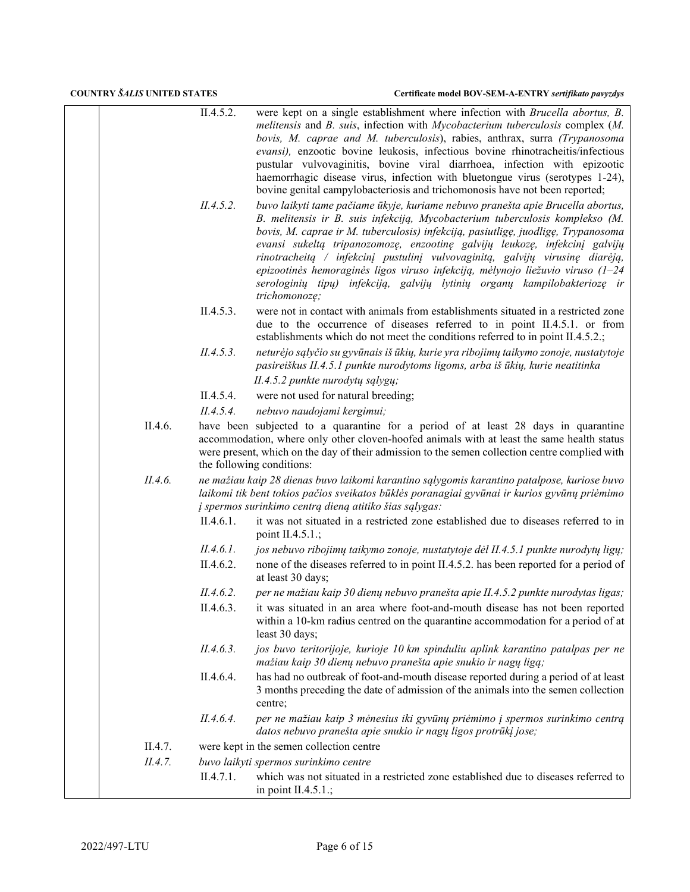II.4.5.2. were kept on a single establishment where infection with *Brucella abortus, B. melitensis* and *B. suis*, infection with *Mycobacterium tuberculosis* complex (*M. bovis, M. caprae and M. tuberculosis*), rabies, anthrax, surra *(Trypanosoma evansi),* enzootic bovine leukosis, infectious bovine rhinotracheitis/infectious pustular vulvovaginitis, bovine viral diarrhoea, infection with epizootic haemorrhagic disease virus, infection with bluetongue virus (serotypes 1-24), bovine genital campylobacteriosis and trichomonosis have not been reported;

*II.4.5.2. buvo laikyti tame pačiame ūkyje, kuriame nebuvo pranešta apie Brucella abortus, B. melitensis ir B. suis infekciją, Mycobacterium tuberculosis komplekso (M. bovis, M. caprae ir M. tuberculosis) infekciją, pasiutligę, juodligę, Trypanosoma evansi sukeltą tripanozomozę, enzootinę galvijų leukozę, infekcinį galvijų rinotracheitą / infekcinį pustulinį vulvovaginitą, galvijų virusinę diarėją, epizootinės hemoraginės ligos viruso infekciją, mėlynojo liežuvio viruso (1–24 serologinių tipų) infekciją, galvijų lytinių organų kampilobakteriozę ir trichomonozę;*

II.4.5.3. were not in contact with animals from establishments situated in a restricted zone due to the occurrence of diseases referred to in point II.4.5.1. or from establishments which do not meet the conditions referred to in point II.4.5.2.;

*II.4.5.3. neturėjo sąlyčio su gyvūnais iš ūkių, kurie yra ribojimų taikymo zonoje, nustatytoje pasireiškus II.4.5.1 punkte nurodytoms ligoms, arba iš ūkių, kurie neatitinka II.4.5.2 punkte nurodytų sąlygų;*

II.4.5.4. were not used for natural breeding;

*II.4.5.4. nebuvo naudojami kergimui;*

II.4.6. have been subjected to a quarantine for a period of at least 28 days in quarantine accommodation, where only other cloven-hoofed animals with at least the same health status were present, which on the day of their admission to the semen collection centre complied with the following conditions:

*II.4.6. ne mažiau kaip 28 dienas buvo laikomi karantino sąlygomis karantino patalpose, kuriose buvo laikomi tik bent tokios pačios sveikatos būklės poranagiai gyvūnai ir kurios gyvūnų priėmimo į spermos surinkimo centrą dieną atitiko šias sąlygas:*

II.4.6.1. it was not situated in a restricted zone established due to diseases referred to in point II.4.5.1.;

*II.4.6.1. jos nebuvo ribojimų taikymo zonoje, nustatytoje dėl II.4.5.1 punkte nurodytų ligų;*

II.4.6.2. none of the diseases referred to in point II.4.5.2. has been reported for a period of at least 30 days;

*II.4.6.2. per ne mažiau kaip 30 dienų nebuvo pranešta apie II.4.5.2 punkte nurodytas ligas;*

II.4.6.3. it was situated in an area where foot-and-mouth disease has not been reported within a 10-km radius centred on the quarantine accommodation for a period of at least 30 days;

*II.4.6.3. jos buvo teritorijoje, kurioje 10 km spinduliu aplink karantino patalpas per ne mažiau kaip 30 dienų nebuvo pranešta apie snukio ir nagų ligą;*

II.4.6.4. has had no outbreak of foot-and-mouth disease reported during a period of at least 3 months preceding the date of admission of the animals into the semen collection centre;

*II.4.6.4. per ne mažiau kaip 3 mėnesius iki gyvūnų priėmimo į spermos surinkimo centrą datos nebuvo pranešta apie snukio ir nagų ligos protrūkį jose;*

II.4.7. were kept in the semen collection centre

*II.4.7. buvo laikyti spermos surinkimo centre*

II.4.7.1. which was not situated in a restricted zone established due to diseases referred to in point II.4.5.1.;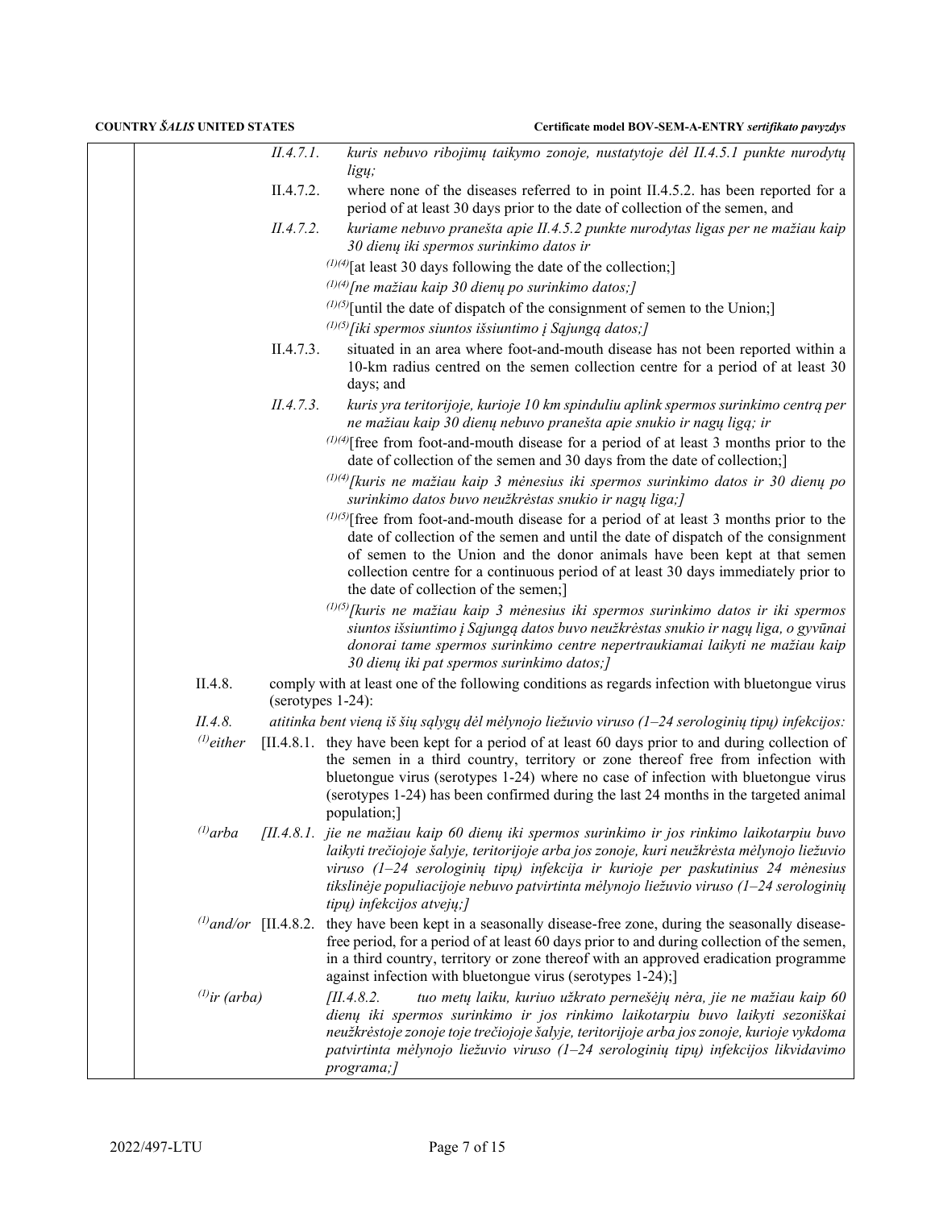*II.4.7.1.* *kuris nebuvo ribojimų taikymo zonoje, nustatytoje dėl II.4.5.1 punkte nurodytų ligų;*

II.4.7.2. where none of the diseases referred to in point II.4.5.2. has been reported for a period of at least 30 days prior to the date of collection of the semen, and

*II.4.7.2.* *kuriame nebuvo pranešta apie II.4.5.2 punkte nurodytas ligas per ne mažiau kaip 30 dienų iki spermos surinkimo datos ir*

(1)(4)[at least 30 days following the date of the collection;]

*(1)(4)[ne mažiau kaip 30 dienų po surinkimo datos;]*

(1)(5)[until the date of dispatch of the consignment of semen to the Union;]

*(1)(5)[iki spermos siuntos išsiuntimo į Sąjungą datos;]*

II.4.7.3. situated in an area where foot-and-mouth disease has not been reported within a 10-km radius centred on the semen collection centre for a period of at least 30 days; and

*II.4.7.3.* *kuris yra teritorijoje, kurioje 10 km spinduliu aplink spermos surinkimo centrą per ne mažiau kaip 30 dienų nebuvo pranešta apie snukio ir nagų ligą; ir*

(1)(4)[free from foot-and-mouth disease for a period of at least 3 months prior to the date of collection of the semen and 30 days from the date of collection;]

*(1)(4)[kuris ne mažiau kaip 3 mėnesius iki spermos surinkimo datos ir 30 dienų po surinkimo datos buvo neužkrėstas snukio ir nagų liga;]*

(1)(5)[free from foot-and-mouth disease for a period of at least 3 months prior to the date of collection of the semen and until the date of dispatch of the consignment of semen to the Union and the donor animals have been kept at that semen collection centre for a continuous period of at least 30 days immediately prior to the date of collection of the semen;]

*(1)(5)[kuris ne mažiau kaip 3 mėnesius iki spermos surinkimo datos ir iki spermos siuntos išsiuntimo į Sąjungą datos buvo neužkrėstas snukio ir nagų liga, o gyvūnai donorai tame spermos surinkimo centre nepertraukiamai laikyti ne mažiau kaip 30 dienų iki pat spermos surinkimo datos;]*

II.4.8. comply with at least one of the following conditions as regards infection with bluetongue virus (serotypes 1-24):

*II.4.8.* *atitinka bent vieną iš šių sąlygų dėl mėlynojo liežuvio viruso (1–24 serologinių tipų) infekcijos:*

(1)*either* [II.4.8.1. they have been kept for a period of at least 60 days prior to and during collection of the semen in a third country, territory or zone thereof free from infection with bluetongue virus (serotypes 1-24) where no case of infection with bluetongue virus (serotypes 1-24) has been confirmed during the last 24 months in the targeted animal population;]

(1)*arba* *[II.4.8.1. jie ne mažiau kaip 60 dienų iki spermos surinkimo ir jos rinkimo laikotarpiu buvo laikyti trečiojoje šalyje, teritorijoje arba jos zonoje, kuri neužkrėsta mėlynojo liežuvio viruso (1–24 serologinių tipų) infekcija ir kurioje per paskutinius 24 mėnesius tikslinėje populiacijoje nebuvo patvirtinta mėlynojo liežuvio viruso (1–24 serologinių tipų) infekcijos atvejų;]*

(1)*and/or* [II.4.8.2. they have been kept in a seasonally disease-free zone, during the seasonally disease-free period, for a period of at least 60 days prior to and during collection of the semen, in a third country, territory or zone thereof with an approved eradication programme against infection with bluetongue virus (serotypes 1-24);]

(1)*ir (arba)* *[II.4.8.2. tuo metu laiku, kuriuo užkrato pernešėjų nėra, jie ne mažiau kaip 60 dienų iki spermos surinkimo ir jos rinkimo laikotarpiu buvo laikyti sezoniškai neužkrėstoje zonoje toje trečiojoje šalyje, teritorijoje arba jos zonoje, kurioje vykdoma patvirtinta mėlynojo liežuvio viruso (1–24 serologinių tipų) infekcijos likvidavimo programa;]*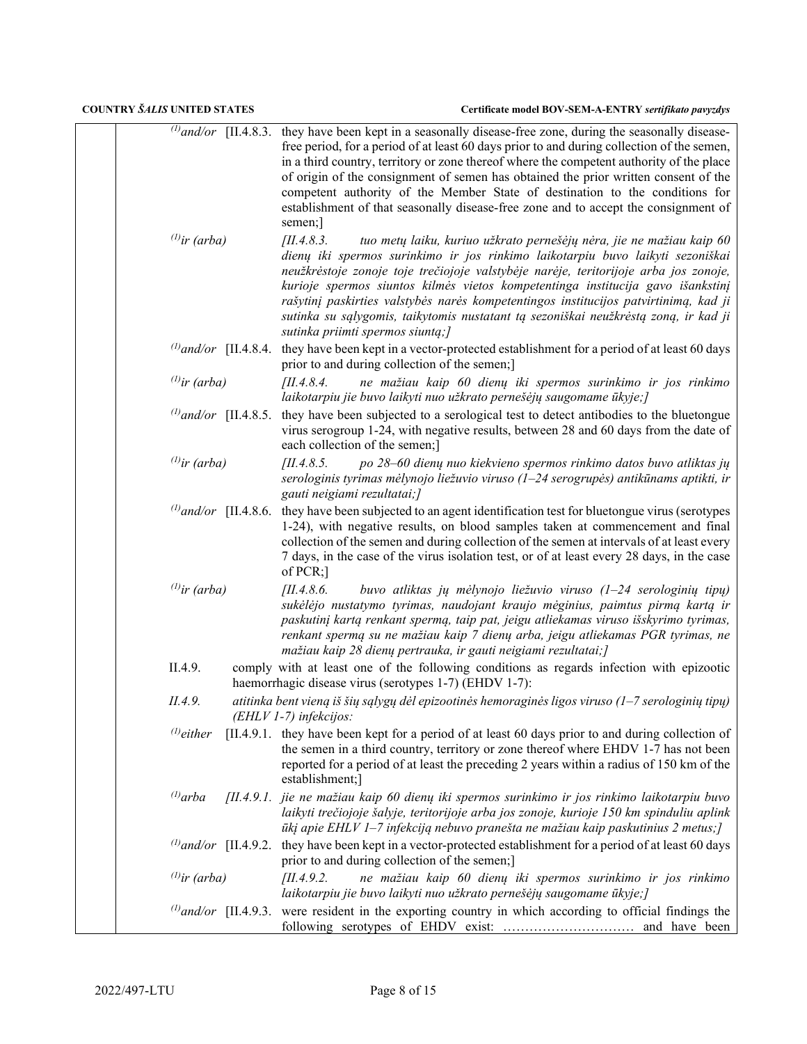| | | |
|---|---|---|
| [(1)]and/or | [II.4.8.3. | they have been kept in a seasonally disease-free zone, during the seasonally disease-free period, for a period of at least 60 days prior to and during collection of the semen, in a third country, territory or zone thereof where the competent authority of the place of origin of the consignment of semen has obtained the prior written consent of the competent authority of the Member State of destination to the conditions for establishment of that seasonally disease-free zone and to accept the consignment of semen;] |
| *[(1)]ir (arba)* | *[II.4.8.3.* | *tuo metų laiku, kuriuo užkrato pernešėjų nėra, jie ne mažiau kaip 60 dienų iki spermos surinkimo ir jos rinkimo laikotarpiu buvo laikyti sezoniškai neužkrėstoje zonoje toje trečiojoje valstybėje narėje, teritorijoje arba jos zonoje, kurioje spermos siuntos kilmės vietos kompetentinga institucija gavo išankstinį rašytinį paskirties valstybės narės kompetentingos institucijos patvirtinimą, kad ji sutinka su sąlygomis, taikytomis nustatant tą sezoniškai neužkrėstą zoną, ir kad ji sutinka priimti spermos siuntą;]* |
| [(1)]and/or | [II.4.8.4. | they have been kept in a vector-protected establishment for a period of at least 60 days prior to and during collection of the semen;] |
| *[(1)]ir (arba)* | *[II.4.8.4.* | *ne mažiau kaip 60 dienų iki spermos surinkimo ir jos rinkimo laikotarpiu jie buvo laikyti nuo užkrato pernešėjų saugomame ūkyje;]* |
| [(1)]and/or | [II.4.8.5. | they have been subjected to a serological test to detect antibodies to the bluetongue virus serogroup 1-24, with negative results, between 28 and 60 days from the date of each collection of the semen;] |
| *[(1)]ir (arba)* | *[II.4.8.5.* | *po 28–60 dienų nuo kiekvieno spermos rinkimo datos buvo atliktas jų serologinis tyrimas mėlynojo liežuvio viruso (1–24 serogrupės) antikūnams aptikti, ir gauti neigiami rezultatai;]* |
| [(1)]and/or | [II.4.8.6. | they have been subjected to an agent identification test for bluetongue virus (serotypes 1-24), with negative results, on blood samples taken at commencement and final collection of the semen and during collection of the semen at intervals of at least every 7 days, in the case of the virus isolation test, or of at least every 28 days, in the case of PCR;] |
| *[(1)]ir (arba)* | *[II.4.8.6.* | *buvo atliktas jų mėlynojo liežuvio viruso (1–24 serologinių tipų) sukėlėjo nustatymo tyrimas, naudojant kraujo mėginius, paimtus pirmą kartą ir paskutinį kartą renkant spermą, taip pat, jeigu atliekamas viruso išskyrimo tyrimas, renkant spermą su ne mažiau kaip 7 dienų arba, jeigu atliekamas PGR tyrimas, ne mažiau kaip 28 dienų pertrauka, ir gauti neigiami rezultatai;]* |
| II.4.9. | | comply with at least one of the following conditions as regards infection with epizootic haemorrhagic disease virus (serotypes 1-7) (EHDV 1-7): |
| *II.4.9.* | | *atitinka bent vieną iš šių sąlygų dėl epizootinės hemoraginės ligos viruso (1–7 serologinių tipų) (EHLV 1-7) infekcijos:* |
| [(1)]either | [II.4.9.1. | they have been kept for a period of at least 60 days prior to and during collection of the semen in a third country, territory or zone thereof where EHDV 1-7 has not been reported for a period of at least the preceding 2 years within a radius of 150 km of the establishment;] |
| *[(1)]arba* | *[II.4.9.1.* | *jie ne mažiau kaip 60 dienų iki spermos surinkimo ir jos rinkimo laikotarpiu buvo laikyti trečiojoje šalyje, teritorijoje arba jos zonoje, kurioje 150 km spinduliu aplink ūkį apie EHLV 1–7 infekciją nebuvo pranešta ne mažiau kaip paskutinius 2 metus;]* |
| [(1)]and/or | [II.4.9.2. | they have been kept in a vector-protected establishment for a period of at least 60 days prior to and during collection of the semen;] |
| *[(1)]ir (arba)* | *[II.4.9.2.* | *ne mažiau kaip 60 dienų iki spermos surinkimo ir jos rinkimo laikotarpiu jie buvo laikyti nuo užkrato pernešėjų saugomame ūkyje;]* |
| [(1)]and/or | [II.4.9.3. | were resident in the exporting country in which according to official findings the following serotypes of EHDV exist: ………………………… and have been |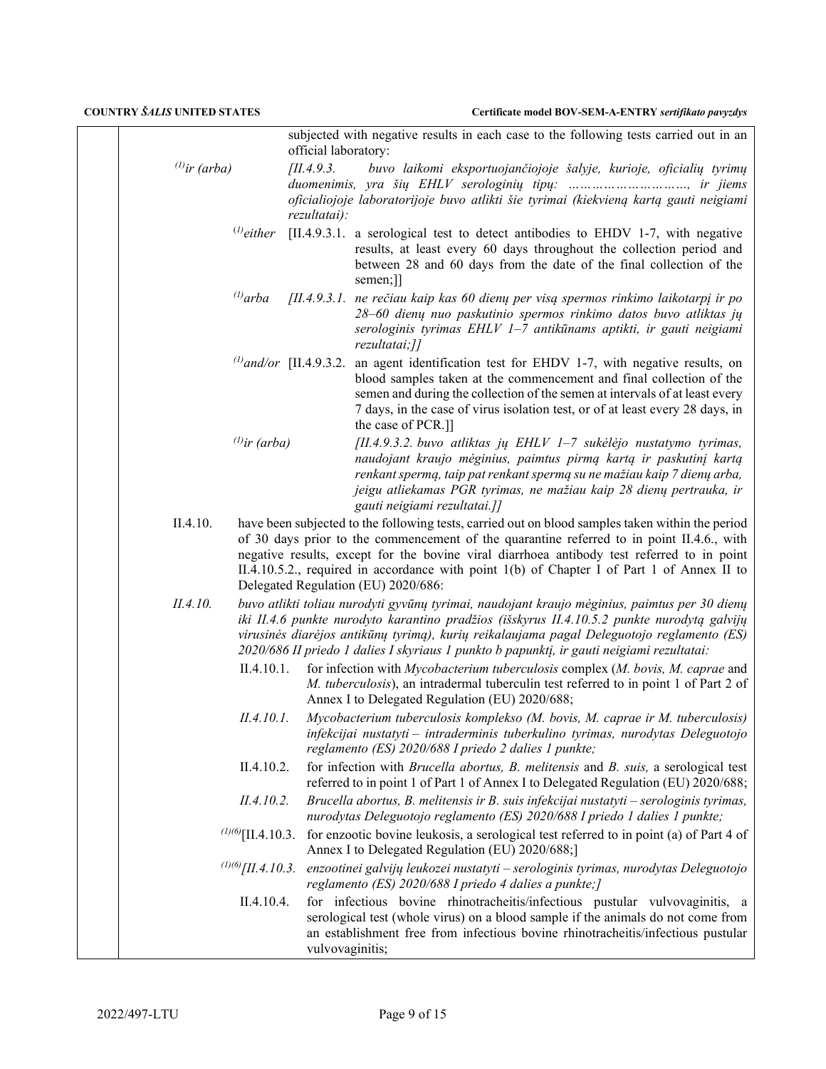subjected with negative results in each case to the following tests carried out in an official laboratory:

[1]*ir (arba)* *[II.4.9.3. buvo laikomi eksportuojančiojoje šalyje, kurioje, oficialių tyrimų duomenimis, yra šių EHLV serologinių tipų: …………………………, ir jiems oficialiojoje laboratorijoje buvo atlikti šie tyrimai (kiekvieną kartą gauti neigiami rezultatai):*

[1]either [II.4.9.3.1. a serological test to detect antibodies to EHDV 1-7, with negative results, at least every 60 days throughout the collection period and between 28 and 60 days from the date of the final collection of the semen;]]

[1]*arba* *[II.4.9.3.1. ne rečiau kaip kas 60 dienų per visą spermos rinkimo laikotarpį ir po 28–60 dienų nuo paskutinio spermos rinkimo datos buvo atliktas jų serologinis tyrimas EHLV 1–7 antikūnams aptikti, ir gauti neigiami rezultatai;]]*

[1]and/or [II.4.9.3.2. an agent identification test for EHDV 1-7, with negative results, on blood samples taken at the commencement and final collection of the semen and during the collection of the semen at intervals of at least every 7 days, in the case of virus isolation test, or of at least every 28 days, in the case of PCR.]]

[1]*ir (arba)* *[II.4.9.3.2. buvo atliktas jų EHLV 1–7 sukėlėjo nustatymo tyrimas, naudojant kraujo mėginius, paimtus pirmą kartą ir paskutinį kartą renkant spermą, taip pat renkant spermą su ne mažiau kaip 7 dienų arba, jeigu atliekamas PGR tyrimas, ne mažiau kaip 28 dienų pertrauka, ir gauti neigiami rezultatai.]]*

II.4.10. have been subjected to the following tests, carried out on blood samples taken within the period of 30 days prior to the commencement of the quarantine referred to in point II.4.6., with negative results, except for the bovine viral diarrhoea antibody test referred to in point II.4.10.5.2., required in accordance with point 1(b) of Chapter I of Part 1 of Annex II to Delegated Regulation (EU) 2020/686:

*II.4.10. buvo atlikti toliau nurodyti gyvūnų tyrimai, naudojant kraujo mėginius, paimtus per 30 dienų iki II.4.6 punkte nurodyto karantino pradžios (išskyrus II.4.10.5.2 punkte nurodytą galvijų virusinės diarėjos antikūnų tyrimą), kurių reikalaujama pagal Deleguotojo reglamento (ES) 2020/686 II priedo 1 dalies I skyriaus 1 punkto b papunktį, ir gauti neigiami rezultatai:*

II.4.10.1. for infection with *Mycobacterium tuberculosis* complex (*M. bovis, M. caprae* and *M. tuberculosis*), an intradermal tuberculin test referred to in point 1 of Part 2 of Annex I to Delegated Regulation (EU) 2020/688;

*II.4.10.1. Mycobacterium tuberculosis komplekso (M. bovis, M. caprae ir M. tuberculosis) infekcijai nustatyti – intraderminis tuberkulino tyrimas, nurodytas Deleguotojo reglamento (ES) 2020/688 I priedo 2 dalies 1 punkte;*

II.4.10.2. for infection with *Brucella abortus, B. melitensis* and *B. suis,* a serological test referred to in point 1 of Part 1 of Annex I to Delegated Regulation (EU) 2020/688;

*II.4.10.2. Brucella abortus, B. melitensis ir B. suis infekcijai nustatyti – serologinis tyrimas, nurodytas Deleguotojo reglamento (ES) 2020/688 I priedo 1 dalies 1 punkte;*

[1][6][II.4.10.3. for enzootic bovine leukosis, a serological test referred to in point (a) of Part 4 of Annex I to Delegated Regulation (EU) 2020/688;]

[1][6]*[II.4.10.3. enzootinei galvijų leukozei nustatyti – serologinis tyrimas, nurodytas Deleguotojo reglamento (ES) 2020/688 I priedo 4 dalies a punkte;]*

II.4.10.4. for infectious bovine rhinotracheitis/infectious pustular vulvovaginitis, a serological test (whole virus) on a blood sample if the animals do not come from an establishment free from infectious bovine rhinotracheitis/infectious pustular vulvovaginitis;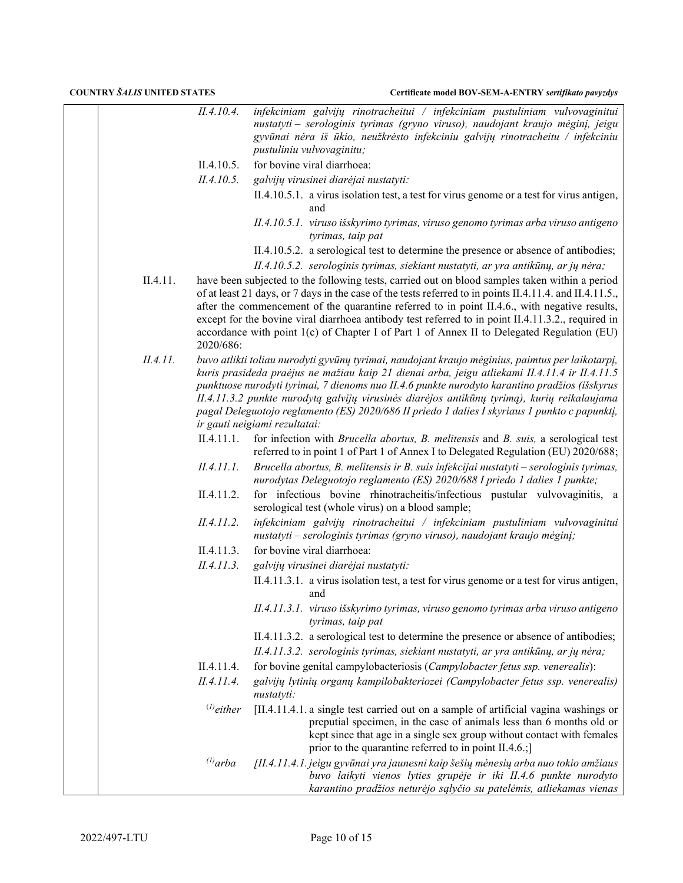II.4.10.4. *infekciniam galvijų rinotracheitui / infekciniam pustuliniam vulvovaginitui nustatyti – serologinis tyrimas (gryno viruso), naudojant kraujo mėginį, jeigu gyvūnai nėra iš ūkio, neužkrėsto infekciniu galvijų rinotracheitu / infekciniu pustuliniu vulvovaginitu;*

II.4.10.5. for bovine viral diarrhoea:

*II.4.10.5. galvijų virusinei diarėjai nustatyti:*

II.4.10.5.1. a virus isolation test, a test for virus genome or a test for virus antigen, and

*II.4.10.5.1. viruso išskyrimo tyrimas, viruso genomo tyrimas arba viruso antigeno tyrimas, taip pat*

II.4.10.5.2. a serological test to determine the presence or absence of antibodies;

*II.4.10.5.2. serologinis tyrimas, siekiant nustatyti, ar yra antikūnų, ar jų nėra;*

II.4.11. have been subjected to the following tests, carried out on blood samples taken within a period of at least 21 days, or 7 days in the case of the tests referred to in points II.4.11.4. and II.4.11.5., after the commencement of the quarantine referred to in point II.4.6., with negative results, except for the bovine viral diarrhoea antibody test referred to in point II.4.11.3.2., required in accordance with point 1(c) of Chapter I of Part 1 of Annex II to Delegated Regulation (EU) 2020/686:

*II.4.11. buvo atlikti toliau nurodyti gyvūnų tyrimai, naudojant kraujo mėginius, paimtus per laikotarpį, kuris prasideda praėjus ne mažiau kaip 21 dienai arba, jeigu atliekami II.4.11.4 ir II.4.11.5 punktuose nurodyti tyrimai, 7 dienoms nuo II.4.6 punkte nurodyto karantino pradžios (išskyrus II.4.11.3.2 punkte nurodytą galvijų virusinės diarėjos antikūnų tyrimą, kurių reikalaujama pagal Deleguotojo reglamento (ES) 2020/686 II priedo 1 dalies I skyriaus 1 punkto c papunktį, ir gauti neigiami rezultatai:*

II.4.11.1. for infection with *Brucella abortus, B. melitensis* and *B. suis,* a serological test referred to in point 1 of Part 1 of Annex I to Delegated Regulation (EU) 2020/688;

*II.4.11.1. Brucella abortus, B. melitensis ir B. suis infekcijai nustatyti – serologinis tyrimas, nurodytas Deleguotojo reglamento (ES) 2020/688 I priedo 1 dalies 1 punkte;*

II.4.11.2. for infectious bovine rhinotracheitis/infectious pustular vulvovaginitis, a serological test (whole virus) on a blood sample;

*II.4.11.2. infekciniam galvijų rinotracheitui / infekciniam pustuliniam vulvovaginitui nustatyti – serologinis tyrimas (gryno viruso), naudojant kraujo mėginį;*

II.4.11.3. for bovine viral diarrhoea:

*II.4.11.3. galvijų virusinei diarėjai nustatyti:*

II.4.11.3.1. a virus isolation test, a test for virus genome or a test for virus antigen, and

*II.4.11.3.1. viruso išskyrimo tyrimas, viruso genomo tyrimas arba viruso antigeno tyrimas, taip pat*

II.4.11.3.2. a serological test to determine the presence or absence of antibodies;

*II.4.11.3.2. serologinis tyrimas, siekiant nustatyti, ar yra antikūnų, ar jų nėra;*

II.4.11.4. for bovine genital campylobacteriosis (*Campylobacter fetus ssp. venerealis*):

*II.4.11.4. galvijų lytinių organų kampilobakteriozei (Campylobacter fetus ssp. venerealis) nustatyti:*

[(1)]*either* [II.4.11.4.1. a single test carried out on a sample of artificial vagina washings or preputial specimen, in the case of animals less than 6 months old or kept since that age in a single sex group without contact with females prior to the quarantine referred to in point II.4.6.;]

[(1)]*arba* *[II.4.11.4.1. jeigu gyvūnai yra jaunesni kaip šešių mėnesių arba nuo tokio amžiaus buvo laikyti vienos lyties grupėje ir iki II.4.6 punkte nurodyto karantino pradžios neturėjo sąlyčio su patelėmis, atliekamas vienas*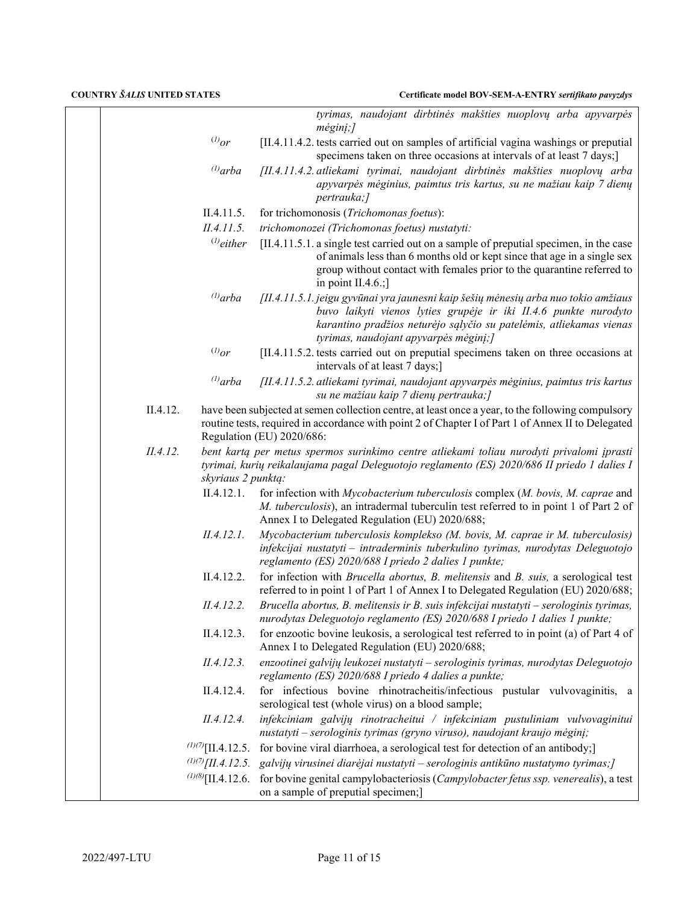*tyrimas, naudojant dirbtinės makšties nuoplovų arba apyvarpės mėginį;]*

[(1)]*or* [II.4.11.4.2. tests carried out on samples of artificial vagina washings or preputial specimens taken on three occasions at intervals of at least 7 days;]

[(1)]*arba* *[II.4.11.4.2. atliekami tyrimai, naudojant dirbtinės makšties nuoplovų arba apyvarpės mėginius, paimtus tris kartus, su ne mažiau kaip 7 dienų pertrauka;]*

II.4.11.5. for trichomonosis (*Trichomonas foetus*):

*II.4.11.5. trichomonozei (Trichomonas foetus) nustatyti:*

[(1)]*either* [II.4.11.5.1. a single test carried out on a sample of preputial specimen, in the case of animals less than 6 months old or kept since that age in a single sex group without contact with females prior to the quarantine referred to in point II.4.6.;]

[(1)]*arba* *[II.4.11.5.1. jeigu gyvūnai yra jaunesni kaip šešių mėnesių arba nuo tokio amžiaus buvo laikyti vienos lyties grupėje ir iki II.4.6 punkte nurodyto karantino pradžios neturėjo sąlyčio su patelėmis, atliekamas vienas tyrimas, naudojant apyvarpės mėginį;]*

[(1)]*or* [II.4.11.5.2. tests carried out on preputial specimens taken on three occasions at intervals of at least 7 days;]

[(1)]*arba* *[II.4.11.5.2. atliekami tyrimai, naudojant apyvarpės mėginius, paimtus tris kartus su ne mažiau kaip 7 dienų pertrauka;]*

II.4.12. have been subjected at semen collection centre, at least once a year, to the following compulsory routine tests, required in accordance with point 2 of Chapter I of Part 1 of Annex II to Delegated Regulation (EU) 2020/686:

*II.4.12. bent kartą per metus spermos surinkimo centre atliekami toliau nurodyti privalomi įprasti tyrimai, kurių reikalaujama pagal Deleguotojo reglamento (ES) 2020/686 II priedo 1 dalies I skyriaus 2 punktą:*

II.4.12.1. for infection with *Mycobacterium tuberculosis* complex (*M. bovis, M. caprae* and *M. tuberculosis*), an intradermal tuberculin test referred to in point 1 of Part 2 of Annex I to Delegated Regulation (EU) 2020/688;

*II.4.12.1. Mycobacterium tuberculosis komplekso (M. bovis, M. caprae ir M. tuberculosis) infekcijai nustatyti – intraderminis tuberkulino tyrimas, nurodytas Deleguotojo reglamento (ES) 2020/688 I priedo 2 dalies 1 punkte;*

II.4.12.2. for infection with *Brucella abortus, B. melitensis* and *B. suis,* a serological test referred to in point 1 of Part 1 of Annex I to Delegated Regulation (EU) 2020/688;

*II.4.12.2. Brucella abortus, B. melitensis ir B. suis infekcijai nustatyti – serologinis tyrimas, nurodytas Deleguotojo reglamento (ES) 2020/688 I priedo 1 dalies 1 punkte;*

II.4.12.3. for enzootic bovine leukosis, a serological test referred to in point (a) of Part 4 of Annex I to Delegated Regulation (EU) 2020/688;

*II.4.12.3. enzootinei galvijų leukozei nustatyti – serologinis tyrimas, nurodytas Deleguotojo reglamento (ES) 2020/688 I priedo 4 dalies a punkte;*

II.4.12.4. for infectious bovine rhinotracheitis/infectious pustular vulvovaginitis, a serological test (whole virus) on a blood sample;

*II.4.12.4. infekciniam galvijų rinotracheitui / infekciniam pustuliniam vulvovaginitui nustatyti – serologinis tyrimas (gryno viruso), naudojant kraujo mėginį;*

[(1)(7)][II.4.12.5. for bovine viral diarrhoea, a serological test for detection of an antibody;]

[(1)(7)]*[II.4.12.5. galvijų virusinei diarėjai nustatyti – serologinis antikūno nustatymo tyrimas;]*

[(1)(8)][II.4.12.6. for bovine genital campylobacteriosis (*Campylobacter fetus ssp. venerealis*), a test on a sample of preputial specimen;]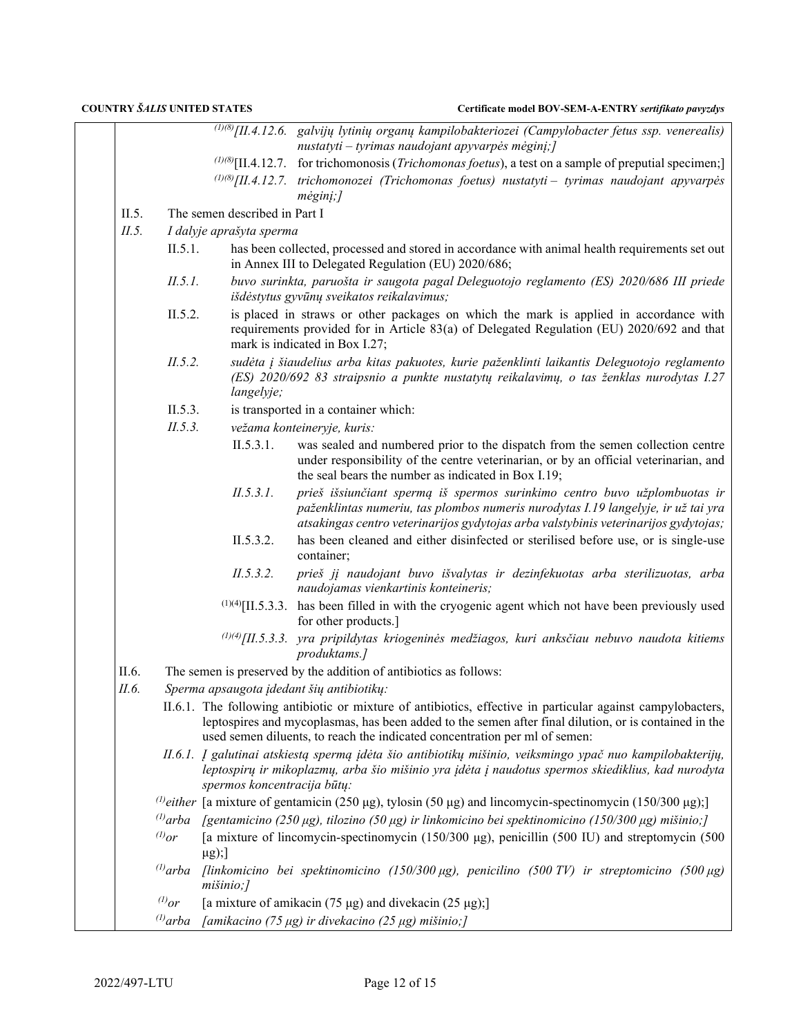[(1)(8)][II.4.12.6. *galvijų lytinių organų kampilobakteriozei (Campylobacter fetus ssp. venerealis) nustatyti – tyrimas naudojant apyvarpės mėginį;]*

[(1)(8)][II.4.12.7. for trichomonosis (*Trichomonas foetus*), a test on a sample of preputial specimen;]

[(1)(8)][II.4.12.7. *trichomonozei (Trichomonas foetus) nustatyti – tyrimas naudojant apyvarpės mėginį;]*

II.5. The semen described in Part I

*II.5. I dalyje aprašyta sperma*

II.5.1. has been collected, processed and stored in accordance with animal health requirements set out in Annex III to Delegated Regulation (EU) 2020/686;

*II.5.1. buvo surinkta, paruošta ir saugota pagal Deleguotojo reglamento (ES) 2020/686 III priede išdėstytus gyvūnų sveikatos reikalavimus;*

II.5.2. is placed in straws or other packages on which the mark is applied in accordance with requirements provided for in Article 83(a) of Delegated Regulation (EU) 2020/692 and that mark is indicated in Box I.27;

*II.5.2. sudėta į šiaudelius arba kitas pakuotes, kurie paženklinti laikantis Deleguotojo reglamento (ES) 2020/692 83 straipsnio a punkte nustatytų reikalavimų, o tas ženklas nurodytas I.27 langelyje;*

II.5.3. is transported in a container which:

*II.5.3. vežama konteineryje, kuris:*

II.5.3.1. was sealed and numbered prior to the dispatch from the semen collection centre under responsibility of the centre veterinarian, or by an official veterinarian, and the seal bears the number as indicated in Box I.19;

*II.5.3.1. prieš išsiunčiant spermą iš spermos surinkimo centro buvo užplombuotas ir paženklintas numeriu, tas plombos numeris nurodytas I.19 langelyje, ir už tai yra atsakingas centro veterinarijos gydytojas arba valstybinis veterinarijos gydytojas;*

II.5.3.2. has been cleaned and either disinfected or sterilised before use, or is single-use container;

*II.5.3.2. prieš jį naudojant buvo išvalytas ir dezinfekuotas arba sterilizuotas, arba naudojamas vienkartinis konteineris;*

[(1)(4)][II.5.3.3. has been filled in with the cryogenic agent which not have been previously used for other products.]

[(1)(4)][II.5.3.3. *yra pripildytas kriogeninės medžiagos, kuri anksčiau nebuvo naudota kitiems produktams.]*

II.6. The semen is preserved by the addition of antibiotics as follows:

*II.6. Sperma apsaugota įdedant šių antibiotikų:*

II.6.1. The following antibiotic or mixture of antibiotics, effective in particular against campylobacters, leptospires and mycoplasmas, has been added to the semen after final dilution, or is contained in the used semen diluents, to reach the indicated concentration per ml of semen:

*II.6.1. Į galutinai atskiestą spermą įdėta šio antibiotikų mišinio, veiksmingo ypač nuo kampilobakterijų, leptospirų ir mikoplazmų, arba šio mišinio yra įdėta į naudotus spermos skiediklius, kad nurodyta spermos koncentracija būtų:*

[(1)]*either* [a mixture of gentamicin (250 µg), tylosin (50 µg) and lincomycin-spectinomycin (150/300 µg);]

[(1)]*arba* *[gentamicino (250 µg), tilozino (50 µg) ir linkomicino bei spektinomicino (150/300 µg) mišinio;]*

[(1)]*or* [a mixture of lincomycin-spectinomycin (150/300 µg), penicillin (500 IU) and streptomycin (500 µg);]

[(1)]*arba* *[linkomicino bei spektinomicino (150/300 µg), penicilino (500 TV) ir streptomicino (500 µg) mišinio;]*

[(1)]*or* [a mixture of amikacin (75 µg) and divekacin (25 µg);]

[(1)]*arba* *[amikacino (75 µg) ir divekacino (25 µg) mišinio;]*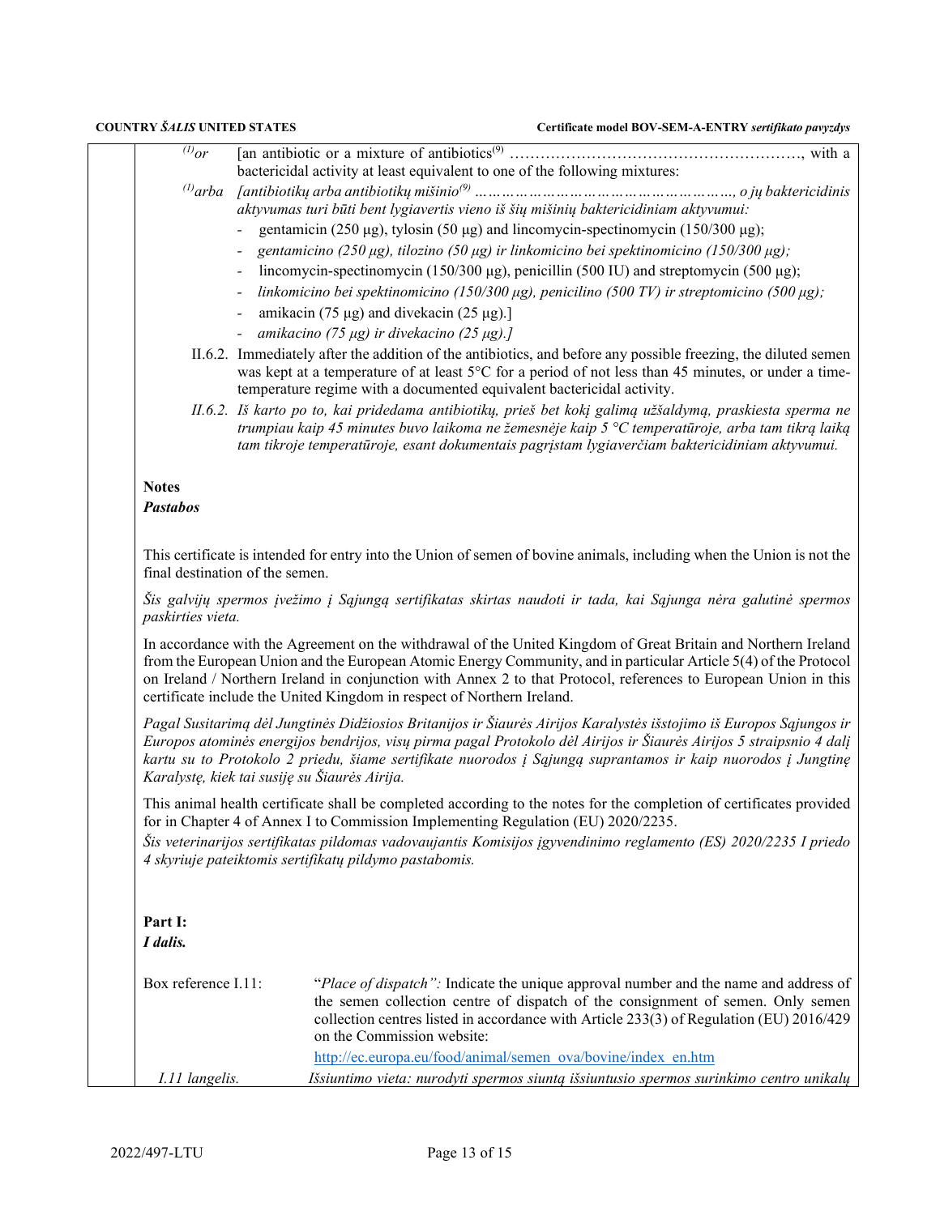(1)or [an antibiotic or a mixture of antibiotics[9] ………………………………………………, with a bactericidal activity at least equivalent to one of the following mixtures:

*(1)arba [antibiotikų arba antibiotikų mišinio[9] ………………………………………………, o jų baktericidinis aktyvumas turi būti bent lygiavertis vieno iš šių mišinių baktericidiniam aktyvumui:*

- gentamicin (250 µg), tylosin (50 µg) and lincomycin-spectinomycin (150/300 µg);
- *gentamicino (250 µg), tilozino (50 µg) ir linkomicino bei spektinomicino (150/300 µg);*
- lincomycin-spectinomycin (150/300 µg), penicillin (500 IU) and streptomycin (500 µg);
- *linkomicino bei spektinomicino (150/300 µg), penicilino (500 TV) ir streptomicino (500 µg);*
- amikacin (75 µg) and divekacin (25 µg).]
- *amikacino (75 µg) ir divekacino (25 µg).]*

II.6.2. Immediately after the addition of the antibiotics, and before any possible freezing, the diluted semen was kept at a temperature of at least 5°C for a period of not less than 45 minutes, or under a time-temperature regime with a documented equivalent bactericidal activity.

*II.6.2. Iš karto po to, kai pridedama antibiotikų, prieš bet kokį galimą užšaldymą, praskiesta sperma ne trumpiau kaip 45 minutes buvo laikoma ne žemesnėje kaip 5 °C temperatūroje, arba tam tikrą laiką tam tikroje temperatūroje, esant dokumentais pagrįstam lygiaverčiam baktericidiniam aktyvumui.*

**Notes**

***Pastabos***

This certificate is intended for entry into the Union of semen of bovine animals, including when the Union is not the final destination of the semen.

*Šis galvijų spermos įvežimo į Sąjungą sertifikatas skirtas naudoti ir tada, kai Sąjunga nėra galutinė spermos paskirties vieta.*

In accordance with the Agreement on the withdrawal of the United Kingdom of Great Britain and Northern Ireland from the European Union and the European Atomic Energy Community, and in particular Article 5(4) of the Protocol on Ireland / Northern Ireland in conjunction with Annex 2 to that Protocol, references to European Union in this certificate include the United Kingdom in respect of Northern Ireland.

*Pagal Susitarimą dėl Jungtinės Didžiosios Britanijos ir Šiaurės Airijos Karalystės išstojimo iš Europos Sąjungos ir Europos atominės energijos bendrijos, visų pirma pagal Protokolo dėl Airijos ir Šiaurės Airijos 5 straipsnio 4 dalį kartu su to Protokolo 2 priedu, šiame sertifikate nuorodos į Sąjungą suprantamos ir kaip nuorodos į Jungtinę Karalystę, kiek tai susiję su Šiaurės Airija.*

This animal health certificate shall be completed according to the notes for the completion of certificates provided for in Chapter 4 of Annex I to Commission Implementing Regulation (EU) 2020/2235.

*Šis veterinarijos sertifikatas pildomas vadovaujantis Komisijos įgyvendinimo reglamento (ES) 2020/2235 I priedo 4 skyriuje pateiktomis sertifikatų pildymo pastabomis.*

**Part I:**

***I dalis.***

Box reference I.11: "*Place of dispatch":* Indicate the unique approval number and the name and address of the semen collection centre of dispatch of the consignment of semen. Only semen collection centres listed in accordance with Article 233(3) of Regulation (EU) 2016/429 on the Commission website:

http://ec.europa.eu/food/animal/semen_ova/bovine/index_en.htm

*I.11 langelis. Išsiuntimo vieta: nurodyti spermos siuntą išsiuntusio spermos surinkimo centro unikalų*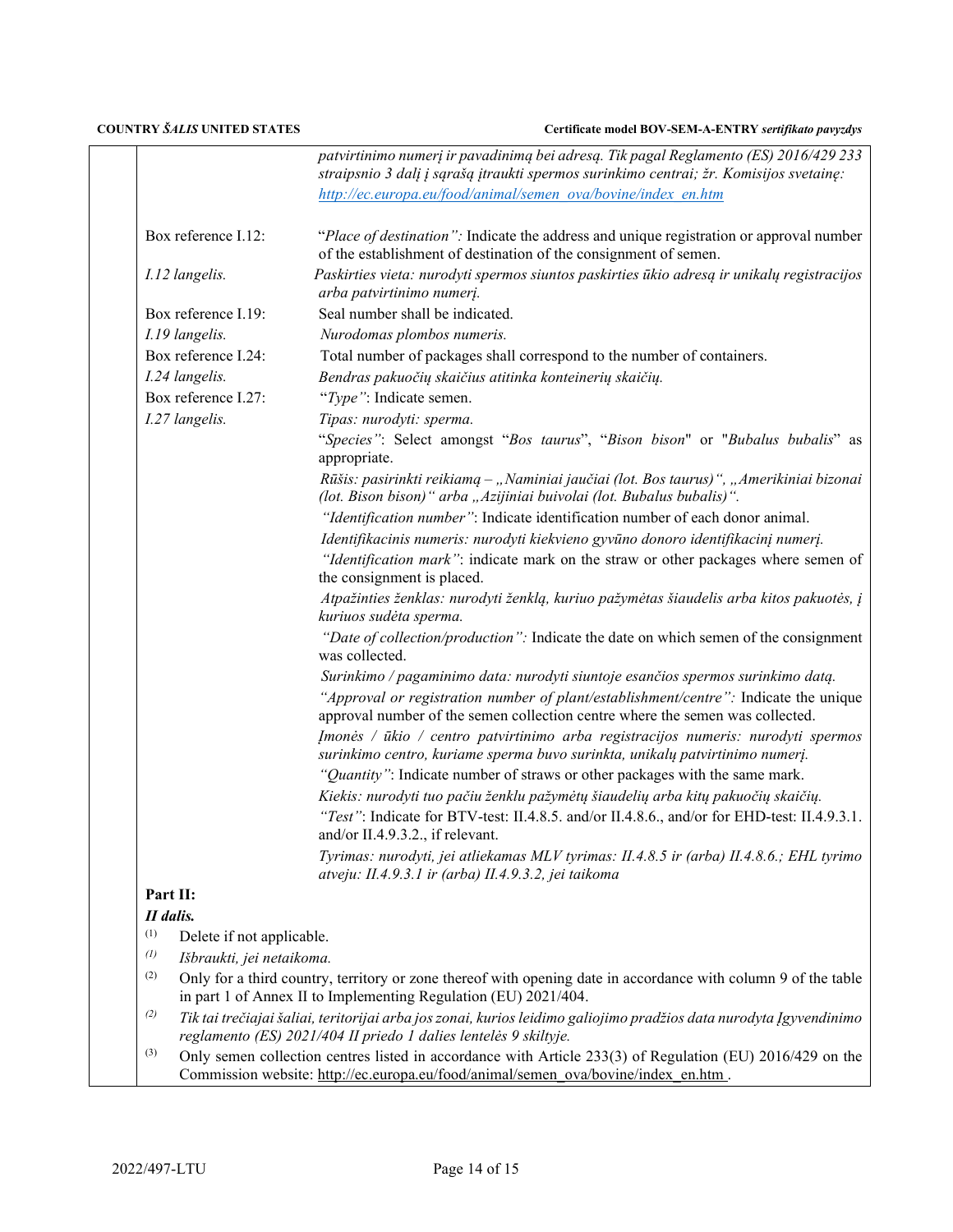*patvirtinimo numerį ir pavadinimą bei adresą. Tik pagal Reglamento (ES) 2016/429 233 straipsnio 3 dalį į sąrašą įtraukti spermos surinkimo centrai; žr. Komisijos svetainę: [http://ec.europa.eu/food/animal/semen_ova/bovine/index_en.htm](http://ec.europa.eu/food/animal/semen_ova/bovine/index_en.htm)*

| | |
|---|---|
| Box reference I.12: | "*Place of destination*"*:* Indicate the address and unique registration or approval number of the establishment of destination of the consignment of semen. |
| *I.12 langelis.* | *Paskirties vieta: nurodyti spermos siuntos paskirties ūkio adresą ir unikalų registracijos arba patvirtinimo numerį.* |
| Box reference I.19: | Seal number shall be indicated. |
| *I.19 langelis.* | *Nurodomas plombos numeris.* |
| Box reference I.24: | Total number of packages shall correspond to the number of containers. |
| *I.24 langelis.* | *Bendras pakuočių skaičius atitinka konteinerių skaičių.* |
| Box reference I.27: | "*Type*": Indicate semen. |
| *I.27 langelis.* | *Tipas: nurodyti: sperma.* |
| | "*Species*": Select amongst "*Bos taurus*", "*Bison bison*" or "*Bubalus bubalis*" as appropriate. |
| | *Rūšis: pasirinkti reikiamą – „Naminiai jaučiai (lot. Bos taurus)", „Amerikiniai bizonai (lot. Bison bison)" arba „Azijiniai buivolai (lot. Bubalus bubalis)".* |
| | *"Identification number"*: Indicate identification number of each donor animal. |
| | *Identifikacinis numeris: nurodyti kiekvieno gyvūno donoro identifikacinį numerį.* |
| | *"Identification mark"*: indicate mark on the straw or other packages where semen of the consignment is placed. |
| | *Atpažinties ženklas: nurodyti ženklą, kuriuo pažymėtas šiaudelis arba kitos pakuotės, į kuriuos sudėta sperma.* |
| | *"Date of collection/production":* Indicate the date on which semen of the consignment was collected. |
| | *Surinkimo / pagaminimo data: nurodyti siuntoje esančios spermos surinkimo datą.* |
| | *"Approval or registration number of plant/establishment/centre":* Indicate the unique approval number of the semen collection centre where the semen was collected. |
| | *Įmonės / ūkio / centro patvirtinimo arba registracijos numeris: nurodyti spermos surinkimo centro, kuriame sperma buvo surinkta, unikalų patvirtinimo numerį.* |
| | *"Quantity"*: Indicate number of straws or other packages with the same mark. |
| | *Kiekis: nurodyti tuo pačiu ženklu pažymėtų šiaudelių arba kitų pakuočių skaičių.* |
| | *"Test"*: Indicate for BTV-test: II.4.8.5. and/or II.4.8.6., and/or for EHD-test: II.4.9.3.1. and/or II.4.9.3.2., if relevant. |
| | *Tyrimas: nurodyti, jei atliekamas MLV tyrimas: II.4.8.5 ir (arba) II.4.8.6.; EHL tyrimo atveju: II.4.9.3.1 ir (arba) II.4.9.3.2, jei taikoma* |

**Part II:**

***II dalis.***

(1) Delete if not applicable.

*(1) Išbraukti, jei netaikoma.*

(2) Only for a third country, territory or zone thereof with opening date in accordance with column 9 of the table in part 1 of Annex II to Implementing Regulation (EU) 2021/404.

*(2) Tik tai trečiajai šaliai, teritorijai arba jos zonai, kurios leidimo galiojimo pradžios data nurodyta Įgyvendinimo reglamento (ES) 2021/404 II priedo 1 dalies lentelės 9 skiltyje.*

(3) Only semen collection centres listed in accordance with Article 233(3) of Regulation (EU) 2016/429 on the Commission website: [http://ec.europa.eu/food/animal/semen_ova/bovine/index_en.htm](http://ec.europa.eu/food/animal/semen_ova/bovine/index_en.htm) .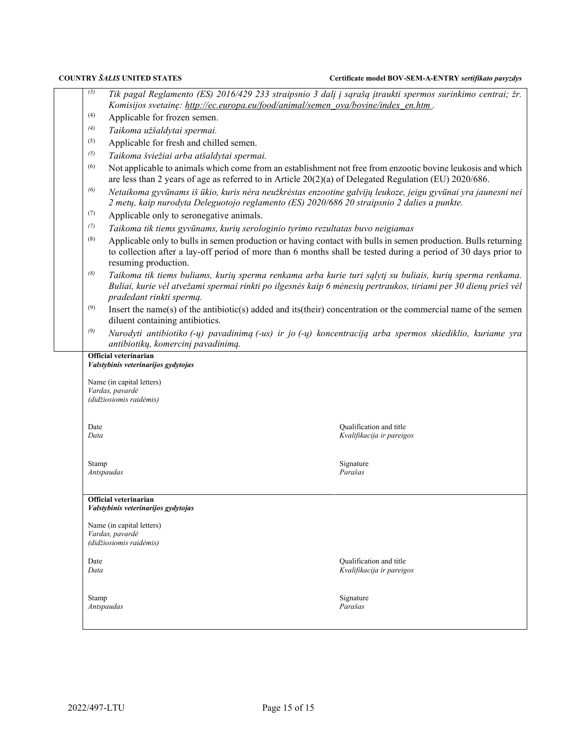(3) *Tik pagal Reglamento (ES) 2016/429 233 straipsnio 3 dalį į sąrašą įtraukti spermos surinkimo centrai; žr. Komisijos svetainę: http://ec.europa.eu/food/animal/semen_ova/bovine/index_en.htm .*

(4) Applicable for frozen semen.

(4) *Taikoma užšaldytai spermai.*

(5) Applicable for fresh and chilled semen.

(5) *Taikoma šviežiai arba atšaldytai spermai.*

(6) Not applicable to animals which come from an establishment not free from enzootic bovine leukosis and which are less than 2 years of age as referred to in Article 20(2)(a) of Delegated Regulation (EU) 2020/686.

(6) *Netaikoma gyvūnams iš ūkio, kuris nėra neužkrėstas enzootine galvijų leukoze, jeigu gyvūnai yra jaunesni nei 2 metų, kaip nurodyta Deleguotojo reglamento (ES) 2020/686 20 straipsnio 2 dalies a punkte.*

(7) Applicable only to seronegative animals.

(7) *Taikoma tik tiems gyvūnams, kurių serologinio tyrimo rezultatas buvo neigiamas*

(8) Applicable only to bulls in semen production or having contact with bulls in semen production. Bulls returning to collection after a lay-off period of more than 6 months shall be tested during a period of 30 days prior to resuming production.

(8) *Taikoma tik tiems buliams, kurių sperma renkama arba kurie turi sąlytį su buliais, kurių sperma renkama. Buliai, kurie vėl atvežami spermai rinkti po ilgesnės kaip 6 mėnesių pertraukos, tiriami per 30 dienų prieš vėl pradedant rinkti spermą.*

(9) Insert the name(s) of the antibiotic(s) added and its(their) concentration or the commercial name of the semen diluent containing antibiotics.

(9) *Nurodyti antibiotiko (-ų) pavadinimą (-us) ir jo (-ų) koncentraciją arba spermos skiediklio, kuriame yra antibiotikų, komercinį pavadinimą.*

**Official veterinarian**
***Valstybinis veterinarijos gydytojas***

Name (in capital letters)
*Vardas, pavardė (didžiosiomis raidėmis)*

Date
*Data*

Qualification and title
*Kvalifikacija ir pareigos*

Stamp
*Antspaudas*

Signature
*Parašas*

**Official veterinarian**
***Valstybinis veterinarijos gydytojas***

Name (in capital letters)
*Vardas, pavardė (didžiosiomis raidėmis)*

Date
*Data*

Qualification and title
*Kvalifikacija ir pareigos*

Stamp
*Antspaudas*

Signature
*Parašas*